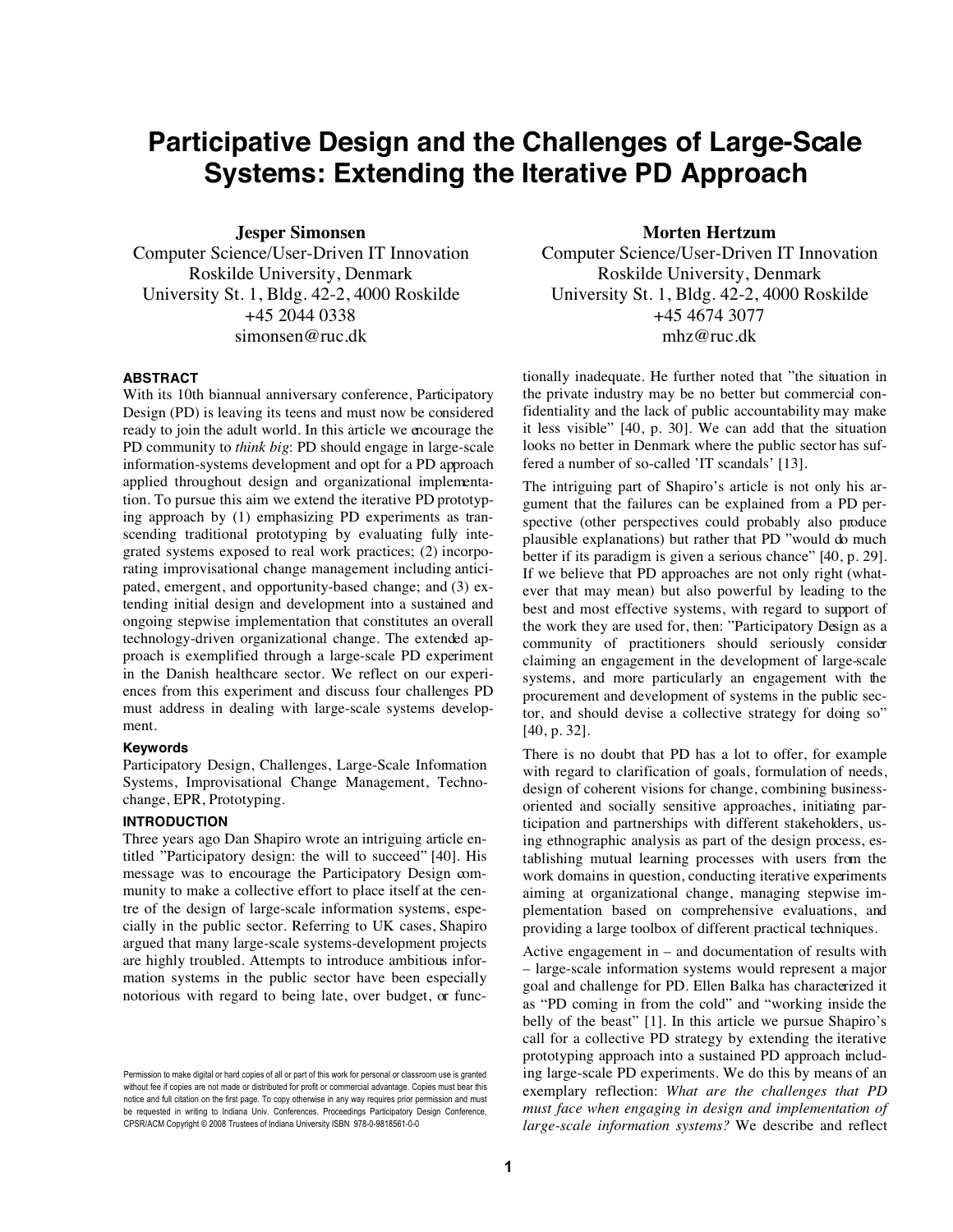# Participative Design and the Challenges of Large-Scale Systems: Extending the Iterative PD Approach

**Jesper Simonsen**
Computer Science/User-Driven IT Innovation
Roskilde University, Denmark
University St. 1, Bldg. 42-2, 4000 Roskilde
+45 2044 0338
simonsen@ruc.dk

**Morten Hertzum**
Computer Science/User-Driven IT Innovation
Roskilde University, Denmark
University St. 1, Bldg. 42-2, 4000 Roskilde
+45 4674 3077
mhz@ruc.dk

## ABSTRACT

With its 10th biannual anniversary conference, Participatory Design (PD) is leaving its teens and must now be considered ready to join the adult world. In this article we encourage the PD community to *think big*: PD should engage in large-scale information-systems development and opt for a PD approach applied throughout design and organizational implementation. To pursue this aim we extend the iterative PD prototyping approach by (1) emphasizing PD experiments as transcending traditional prototyping by evaluating fully integrated systems exposed to real work practices; (2) incorporating improvisational change management including anticipated, emergent, and opportunity-based change; and (3) extending initial design and development into a sustained and ongoing stepwise implementation that constitutes an overall technology-driven organizational change. The extended approach is exemplified through a large-scale PD experiment in the Danish healthcare sector. We reflect on our experiences from this experiment and discuss four challenges PD must address in dealing with large-scale systems development.

### Keywords

Participatory Design, Challenges, Large-Scale Information Systems, Improvisational Change Management, Techno-change, EPR, Prototyping.

## INTRODUCTION

Three years ago Dan Shapiro wrote an intriguing article entitled ”Participatory design: the will to succeed” [40]. His message was to encourage the Participatory Design community to make a collective effort to place itself at the centre of the design of large-scale information systems, especially in the public sector. Referring to UK cases, Shapiro argued that many large-scale systems-development projects are highly troubled. Attempts to introduce ambitious information systems in the public sector have been especially notorious with regard to being late, over budget, or functionally inadequate. He further noted that ”the situation in the private industry may be no better but commercial confidentiality and the lack of public accountability may make it less visible” [40, p. 30]. We can add that the situation looks no better in Denmark where the public sector has suffered a number of so-called ’IT scandals’ [13].

The intriguing part of Shapiro’s article is not only his argument that the failures can be explained from a PD perspective (other perspectives could probably also produce plausible explanations) but rather that PD ”would do much better if its paradigm is given a serious chance” [40, p. 29]. If we believe that PD approaches are not only right (whatever that may mean) but also powerful by leading to the best and most effective systems, with regard to support of the work they are used for, then: ”Participatory Design as a community of practitioners should seriously consider claiming an engagement in the development of large-scale systems, and more particularly an engagement with the procurement and development of systems in the public sector, and should devise a collective strategy for doing so” [40, p. 32].

There is no doubt that PD has a lot to offer, for example with regard to clarification of goals, formulation of needs, design of coherent visions for change, combining business-oriented and socially sensitive approaches, initiating participation and partnerships with different stakeholders, using ethnographic analysis as part of the design process, establishing mutual learning processes with users from the work domains in question, conducting iterative experiments aiming at organizational change, managing stepwise implementation based on comprehensive evaluations, and providing a large toolbox of different practical techniques.

Active engagement in – and documentation of results with – large-scale information systems would represent a major goal and challenge for PD. Ellen Balka has characterized it as “PD coming in from the cold” and “working inside the belly of the beast” [1]. In this article we pursue Shapiro’s call for a collective PD strategy by extending the iterative prototyping approach into a sustained PD approach including large-scale PD experiments. We do this by means of an exemplary reflection: *What are the challenges that PD must face when engaging in design and implementation of large-scale information systems?* We describe and reflect

Permission to make digital or hard copies of all or part of this work for personal or classroom use is granted without fee if copies are not made or distributed for profit or commercial advantage. Copies must bear this notice and full citation on the first page. To copy otherwise in any way requires prior permission and must be requested in writing to Indiana Univ. Conferences. Proceedings Participatory Design Conference, CPSR/ACM Copyright © 2008 Trustees of Indiana University ISBN 978-0-9818561-0-0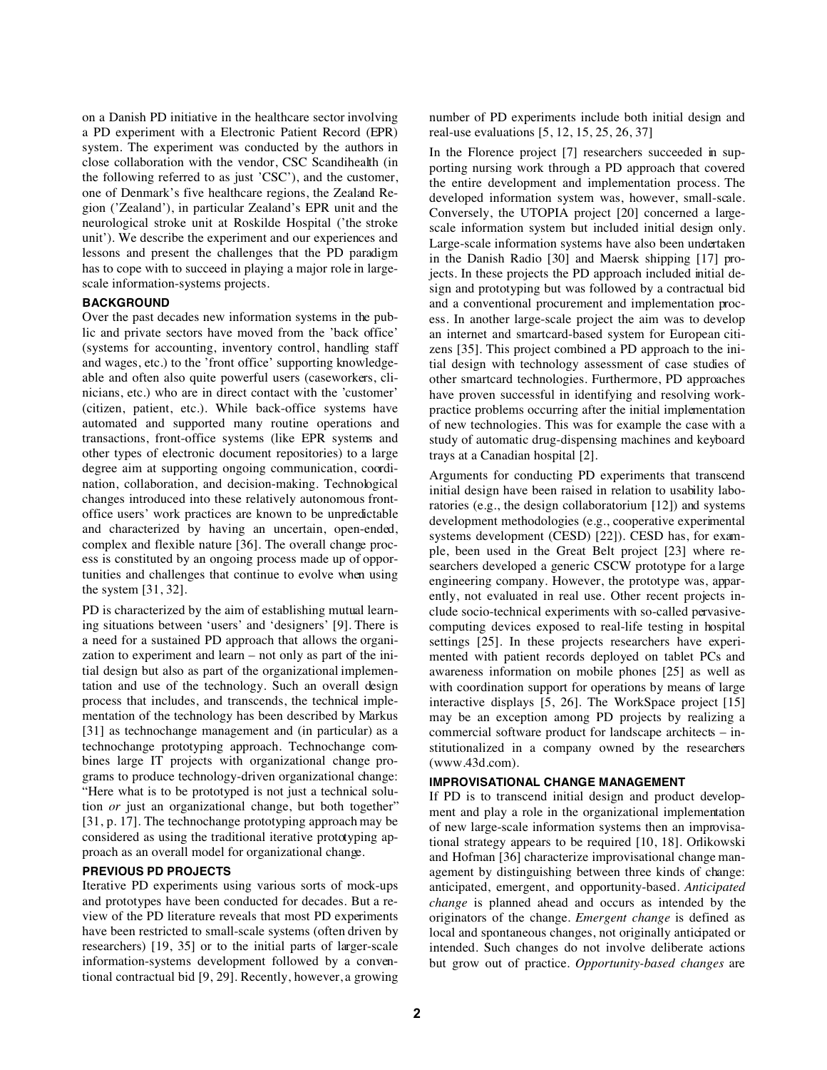on a Danish PD initiative in the healthcare sector involving a PD experiment with a Electronic Patient Record (EPR) system. The experiment was conducted by the authors in close collaboration with the vendor, CSC Scandihealth (in the following referred to as just 'CSC'), and the customer, one of Denmark's five healthcare regions, the Zealand Region ('Zealand'), in particular Zealand's EPR unit and the neurological stroke unit at Roskilde Hospital ('the stroke unit'). We describe the experiment and our experiences and lessons and present the challenges that the PD paradigm has to cope with to succeed in playing a major role in large-scale information-systems projects.

## BACKGROUND

Over the past decades new information systems in the public and private sectors have moved from the 'back office' (systems for accounting, inventory control, handling staff and wages, etc.) to the 'front office' supporting knowledgeable and often also quite powerful users (caseworkers, clinicians, etc.) who are in direct contact with the 'customer' (citizen, patient, etc.). While back-office systems have automated and supported many routine operations and transactions, front-office systems (like EPR systems and other types of electronic document repositories) to a large degree aim at supporting ongoing communication, coordination, collaboration, and decision-making. Technological changes introduced into these relatively autonomous front-office users' work practices are known to be unpredictable and characterized by having an uncertain, open-ended, complex and flexible nature [36]. The overall change process is constituted by an ongoing process made up of opportunities and challenges that continue to evolve when using the system [31, 32].

PD is characterized by the aim of establishing mutual learning situations between 'users' and 'designers' [9]. There is a need for a sustained PD approach that allows the organization to experiment and learn – not only as part of the initial design but also as part of the organizational implementation and use of the technology. Such an overall design process that includes, and transcends, the technical implementation of the technology has been described by Markus [31] as technochange management and (in particular) as a technochange prototyping approach. Technochange combines large IT projects with organizational change programs to produce technology-driven organizational change: "Here what is to be prototyped is not just a technical solution *or* just an organizational change, but both together" [31, p. 17]. The technochange prototyping approach may be considered as using the traditional iterative prototyping approach as an overall model for organizational change.

## PREVIOUS PD PROJECTS

Iterative PD experiments using various sorts of mock-ups and prototypes have been conducted for decades. But a review of the PD literature reveals that most PD experiments have been restricted to small-scale systems (often driven by researchers) [19, 35] or to the initial parts of larger-scale information-systems development followed by a conventional contractual bid [9, 29]. Recently, however, a growing number of PD experiments include both initial design and real-use evaluations [5, 12, 15, 25, 26, 37]

In the Florence project [7] researchers succeeded in supporting nursing work through a PD approach that covered the entire development and implementation process. The developed information system was, however, small-scale. Conversely, the UTOPIA project [20] concerned a large-scale information system but included initial design only. Large-scale information systems have also been undertaken in the Danish Radio [30] and Maersk shipping [17] projects. In these projects the PD approach included initial design and prototyping but was followed by a contractual bid and a conventional procurement and implementation process. In another large-scale project the aim was to develop an internet and smartcard-based system for European citizens [35]. This project combined a PD approach to the initial design with technology assessment of case studies of other smartcard technologies. Furthermore, PD approaches have proven successful in identifying and resolving work-practice problems occurring after the initial implementation of new technologies. This was for example the case with a study of automatic drug-dispensing machines and keyboard trays at a Canadian hospital [2].

Arguments for conducting PD experiments that transcend initial design have been raised in relation to usability laboratories (e.g., the design collaboratorium [12]) and systems development methodologies (e.g., cooperative experimental systems development (CESD) [22]). CESD has, for example, been used in the Great Belt project [23] where researchers developed a generic CSCW prototype for a large engineering company. However, the prototype was, apparently, not evaluated in real use. Other recent projects include socio-technical experiments with so-called pervasive-computing devices exposed to real-life testing in hospital settings [25]. In these projects researchers have experimented with patient records deployed on tablet PCs and awareness information on mobile phones [25] as well as with coordination support for operations by means of large interactive displays [5, 26]. The WorkSpace project [15] may be an exception among PD projects by realizing a commercial software product for landscape architects – institutionalized in a company owned by the researchers (www.43d.com).

## IMPROVISATIONAL CHANGE MANAGEMENT

If PD is to transcend initial design and product development and play a role in the organizational implementation of new large-scale information systems then an improvisational strategy appears to be required [10, 18]. Orlikowski and Hofman [36] characterize improvisational change management by distinguishing between three kinds of change: anticipated, emergent, and opportunity-based. *Anticipated change* is planned ahead and occurs as intended by the originators of the change. *Emergent change* is defined as local and spontaneous changes, not originally anticipated or intended. Such changes do not involve deliberate actions but grow out of practice. *Opportunity-based changes* are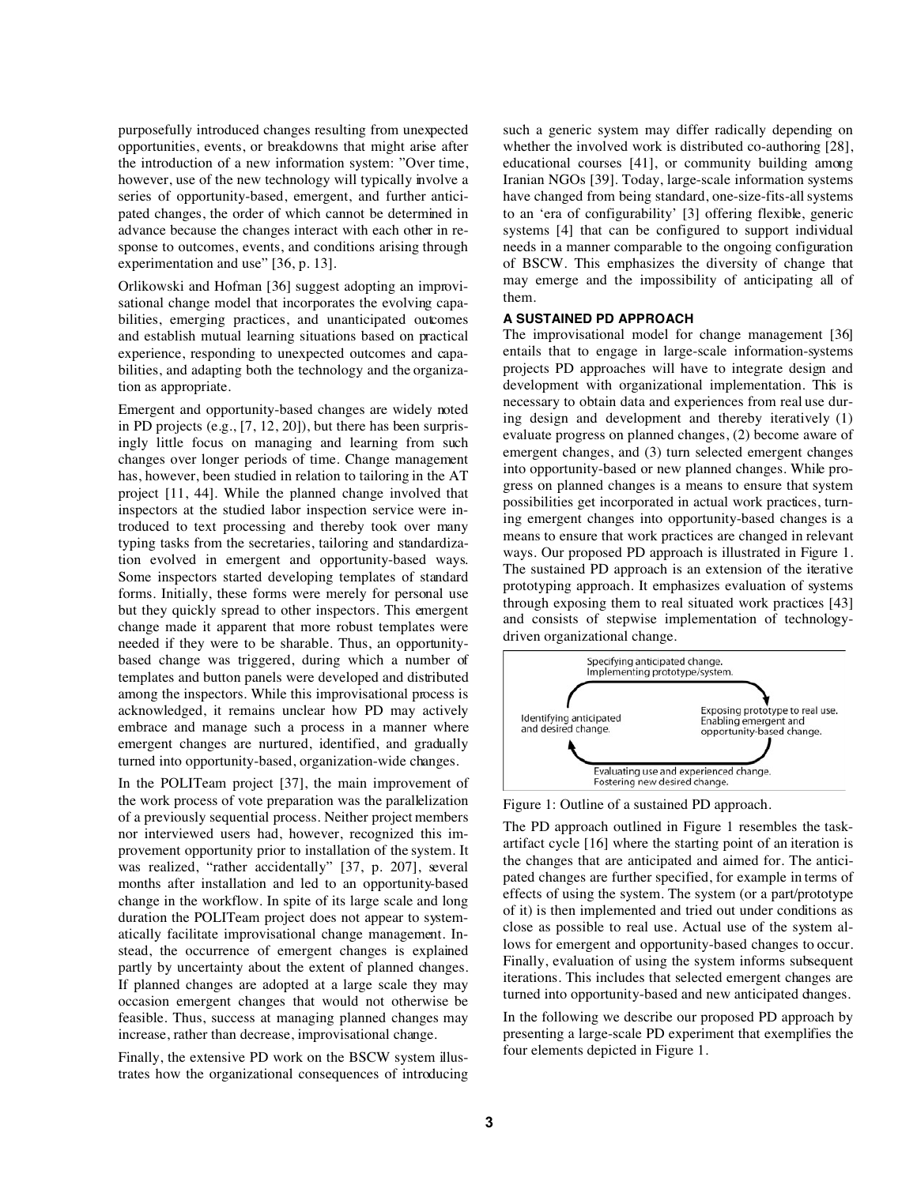purposefully introduced changes resulting from unexpected opportunities, events, or breakdowns that might arise after the introduction of a new information system: "Over time, however, use of the new technology will typically involve a series of opportunity-based, emergent, and further anticipated changes, the order of which cannot be determined in advance because the changes interact with each other in response to outcomes, events, and conditions arising through experimentation and use" [36, p. 13].

Orlikowski and Hofman [36] suggest adopting an improvisational change model that incorporates the evolving capabilities, emerging practices, and unanticipated outcomes and establish mutual learning situations based on practical experience, responding to unexpected outcomes and capabilities, and adapting both the technology and the organization as appropriate.

Emergent and opportunity-based changes are widely noted in PD projects (e.g., [7, 12, 20]), but there has been surprisingly little focus on managing and learning from such changes over longer periods of time. Change management has, however, been studied in relation to tailoring in the AT project [11, 44]. While the planned change involved that inspectors at the studied labor inspection service were introduced to text processing and thereby took over many typing tasks from the secretaries, tailoring and standardization evolved in emergent and opportunity-based ways. Some inspectors started developing templates of standard forms. Initially, these forms were merely for personal use but they quickly spread to other inspectors. This emergent change made it apparent that more robust templates were needed if they were to be sharable. Thus, an opportunity-based change was triggered, during which a number of templates and button panels were developed and distributed among the inspectors. While this improvisational process is acknowledged, it remains unclear how PD may actively embrace and manage such a process in a manner where emergent changes are nurtured, identified, and gradually turned into opportunity-based, organization-wide changes.

In the POLITeam project [37], the main improvement of the work process of vote preparation was the parallelization of a previously sequential process. Neither project members nor interviewed users had, however, recognized this improvement opportunity prior to installation of the system. It was realized, "rather accidentally" [37, p. 207], several months after installation and led to an opportunity-based change in the workflow. In spite of its large scale and long duration the POLITeam project does not appear to systematically facilitate improvisational change management. Instead, the occurrence of emergent changes is explained partly by uncertainty about the extent of planned changes. If planned changes are adopted at a large scale they may occasion emergent changes that would not otherwise be feasible. Thus, success at managing planned changes may increase, rather than decrease, improvisational change.

Finally, the extensive PD work on the BSCW system illustrates how the organizational consequences of introducing such a generic system may differ radically depending on whether the involved work is distributed co-authoring [28], educational courses [41], or community building among Iranian NGOs [39]. Today, large-scale information systems have changed from being standard, one-size-fits-all systems to an 'era of configurability' [3] offering flexible, generic systems [4] that can be configured to support individual needs in a manner comparable to the ongoing configuration of BSCW. This emphasizes the diversity of change that may emerge and the impossibility of anticipating all of them.

## A SUSTAINED PD APPROACH

The improvisational model for change management [36] entails that to engage in large-scale information-systems projects PD approaches will have to integrate design and development with organizational implementation. This is necessary to obtain data and experiences from real use during design and development and thereby iteratively (1) evaluate progress on planned changes, (2) become aware of emergent changes, and (3) turn selected emergent changes into opportunity-based or new planned changes. While progress on planned changes is a means to ensure that system possibilities get incorporated in actual work practices, turning emergent changes into opportunity-based changes is a means to ensure that work practices are changed in relevant ways. Our proposed PD approach is illustrated in Figure 1. The sustained PD approach is an extension of the iterative prototyping approach. It emphasizes evaluation of systems through exposing them to real situated work practices [43] and consists of stepwise implementation of technology-driven organizational change.

Specifying anticipated change.
Implementing prototype/system.

Identifying anticipated and desired change.

Exposing prototype to real use.
Enabling emergent and opportunity-based change.

Evaluating use and experienced change.
Fostering new desired change.

Figure 1: Outline of a sustained PD approach.

The PD approach outlined in Figure 1 resembles the task-artifact cycle [16] where the starting point of an iteration is the changes that are anticipated and aimed for. The anticipated changes are further specified, for example in terms of effects of using the system. The system (or a part/prototype of it) is then implemented and tried out under conditions as close as possible to real use. Actual use of the system allows for emergent and opportunity-based changes to occur. Finally, evaluation of using the system informs subsequent iterations. This includes that selected emergent changes are turned into opportunity-based and new anticipated changes.

In the following we describe our proposed PD approach by presenting a large-scale PD experiment that exemplifies the four elements depicted in Figure 1.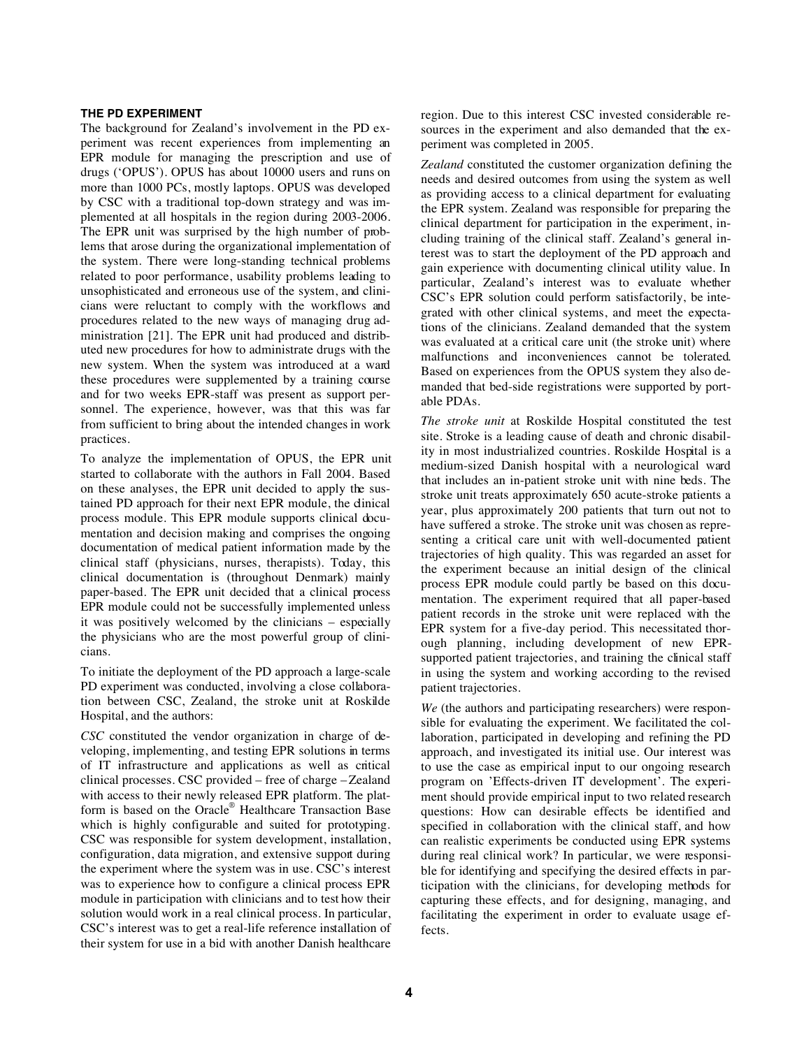### THE PD EXPERIMENT

The background for Zealand's involvement in the PD experiment was recent experiences from implementing an EPR module for managing the prescription and use of drugs ('OPUS'). OPUS has about 10000 users and runs on more than 1000 PCs, mostly laptops. OPUS was developed by CSC with a traditional top-down strategy and was implemented at all hospitals in the region during 2003-2006. The EPR unit was surprised by the high number of problems that arose during the organizational implementation of the system. There were long-standing technical problems related to poor performance, usability problems leading to unsophisticated and erroneous use of the system, and clinicians were reluctant to comply with the workflows and procedures related to the new ways of managing drug administration [21]. The EPR unit had produced and distributed new procedures for how to administrate drugs with the new system. When the system was introduced at a ward these procedures were supplemented by a training course and for two weeks EPR-staff was present as support personnel. The experience, however, was that this was far from sufficient to bring about the intended changes in work practices.

To analyze the implementation of OPUS, the EPR unit started to collaborate with the authors in Fall 2004. Based on these analyses, the EPR unit decided to apply the sustained PD approach for their next EPR module, the clinical process module. This EPR module supports clinical documentation and decision making and comprises the ongoing documentation of medical patient information made by the clinical staff (physicians, nurses, therapists). Today, this clinical documentation is (throughout Denmark) mainly paper-based. The EPR unit decided that a clinical process EPR module could not be successfully implemented unless it was positively welcomed by the clinicians – especially the physicians who are the most powerful group of clinicians.

To initiate the deployment of the PD approach a large-scale PD experiment was conducted, involving a close collaboration between CSC, Zealand, the stroke unit at Roskilde Hospital, and the authors:

*CSC* constituted the vendor organization in charge of developing, implementing, and testing EPR solutions in terms of IT infrastructure and applications as well as critical clinical processes. CSC provided – free of charge – Zealand with access to their newly released EPR platform. The platform is based on the Oracle® Healthcare Transaction Base which is highly configurable and suited for prototyping. CSC was responsible for system development, installation, configuration, data migration, and extensive support during the experiment where the system was in use. CSC's interest was to experience how to configure a clinical process EPR module in participation with clinicians and to test how their solution would work in a real clinical process. In particular, CSC's interest was to get a real-life reference installation of their system for use in a bid with another Danish healthcare region. Due to this interest CSC invested considerable resources in the experiment and also demanded that the experiment was completed in 2005.

*Zealand* constituted the customer organization defining the needs and desired outcomes from using the system as well as providing access to a clinical department for evaluating the EPR system. Zealand was responsible for preparing the clinical department for participation in the experiment, including training of the clinical staff. Zealand's general interest was to start the deployment of the PD approach and gain experience with documenting clinical utility value. In particular, Zealand's interest was to evaluate whether CSC's EPR solution could perform satisfactorily, be integrated with other clinical systems, and meet the expectations of the clinicians. Zealand demanded that the system was evaluated at a critical care unit (the stroke unit) where malfunctions and inconveniences cannot be tolerated. Based on experiences from the OPUS system they also demanded that bed-side registrations were supported by portable PDAs.

*The stroke unit* at Roskilde Hospital constituted the test site. Stroke is a leading cause of death and chronic disability in most industrialized countries. Roskilde Hospital is a medium-sized Danish hospital with a neurological ward that includes an in-patient stroke unit with nine beds. The stroke unit treats approximately 650 acute-stroke patients a year, plus approximately 200 patients that turn out not to have suffered a stroke. The stroke unit was chosen as representing a critical care unit with well-documented patient trajectories of high quality. This was regarded an asset for the experiment because an initial design of the clinical process EPR module could partly be based on this documentation. The experiment required that all paper-based patient records in the stroke unit were replaced with the EPR system for a five-day period. This necessitated thorough planning, including development of new EPR-supported patient trajectories, and training the clinical staff in using the system and working according to the revised patient trajectories.

*We* (the authors and participating researchers) were responsible for evaluating the experiment. We facilitated the collaboration, participated in developing and refining the PD approach, and investigated its initial use. Our interest was to use the case as empirical input to our ongoing research program on 'Effects-driven IT development'. The experiment should provide empirical input to two related research questions: How can desirable effects be identified and specified in collaboration with the clinical staff, and how can realistic experiments be conducted using EPR systems during real clinical work? In particular, we were responsible for identifying and specifying the desired effects in participation with the clinicians, for developing methods for capturing these effects, and for designing, managing, and facilitating the experiment in order to evaluate usage effects.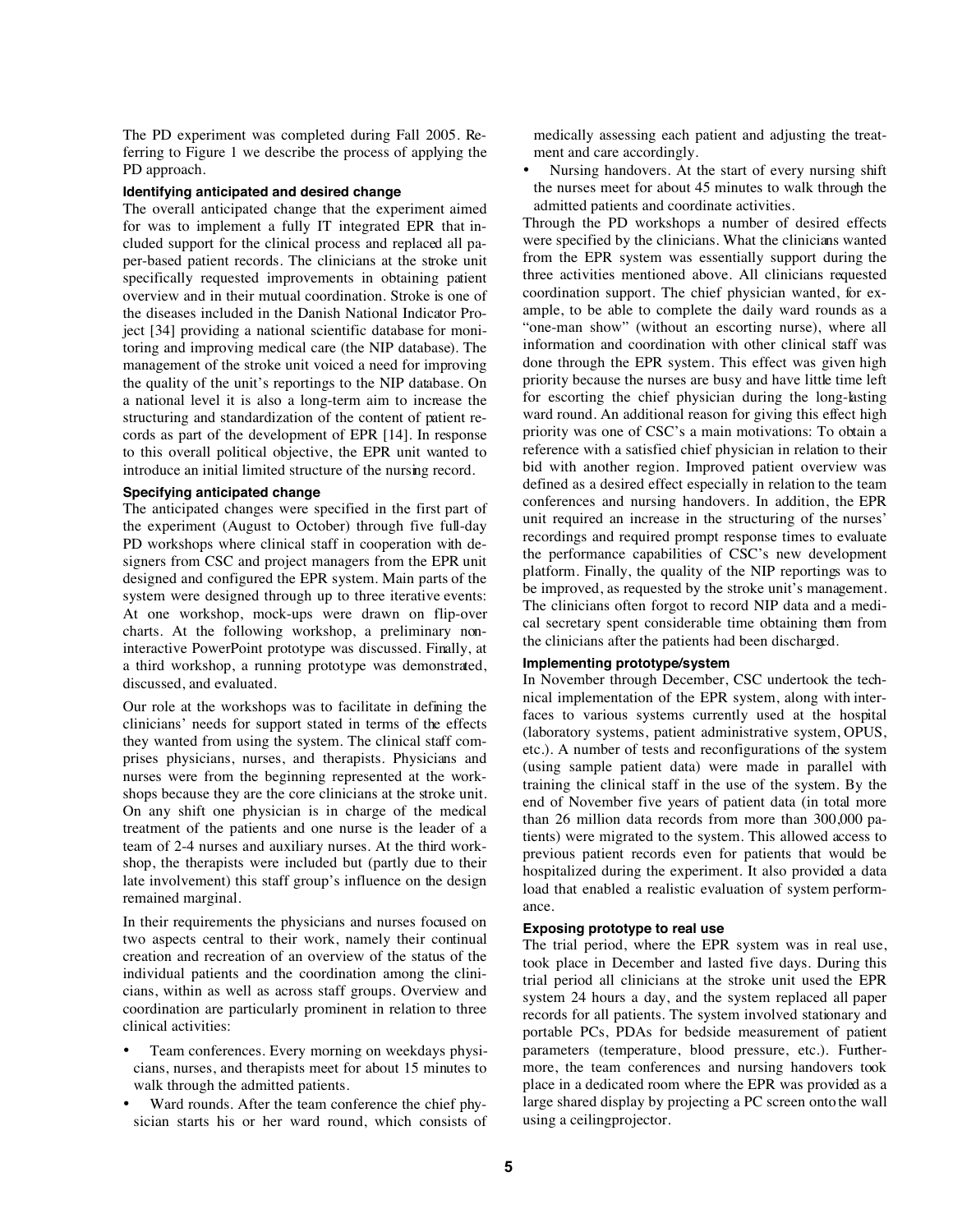The PD experiment was completed during Fall 2005. Referring to Figure 1 we describe the process of applying the PD approach.

#### Identifying anticipated and desired change

The overall anticipated change that the experiment aimed for was to implement a fully IT integrated EPR that included support for the clinical process and replaced all paper-based patient records. The clinicians at the stroke unit specifically requested improvements in obtaining patient overview and in their mutual coordination. Stroke is one of the diseases included in the Danish National Indicator Project [34] providing a national scientific database for monitoring and improving medical care (the NIP database). The management of the stroke unit voiced a need for improving the quality of the unit's reportings to the NIP database. On a national level it is also a long-term aim to increase the structuring and standardization of the content of patient records as part of the development of EPR [14]. In response to this overall political objective, the EPR unit wanted to introduce an initial limited structure of the nursing record.

#### Specifying anticipated change

The anticipated changes were specified in the first part of the experiment (August to October) through five full-day PD workshops where clinical staff in cooperation with designers from CSC and project managers from the EPR unit designed and configured the EPR system. Main parts of the system were designed through up to three iterative events: At one workshop, mock-ups were drawn on flip-over charts. At the following workshop, a preliminary non-interactive PowerPoint prototype was discussed. Finally, at a third workshop, a running prototype was demonstrated, discussed, and evaluated.

Our role at the workshops was to facilitate in defining the clinicians' needs for support stated in terms of the effects they wanted from using the system. The clinical staff comprises physicians, nurses, and therapists. Physicians and nurses were from the beginning represented at the workshops because they are the core clinicians at the stroke unit. On any shift one physician is in charge of the medical treatment of the patients and one nurse is the leader of a team of 2-4 nurses and auxiliary nurses. At the third workshop, the therapists were included but (partly due to their late involvement) this staff group's influence on the design remained marginal.

In their requirements the physicians and nurses focused on two aspects central to their work, namely their continual creation and recreation of an overview of the status of the individual patients and the coordination among the clinicians, within as well as across staff groups. Overview and coordination are particularly prominent in relation to three clinical activities:

- Team conferences. Every morning on weekdays physicians, nurses, and therapists meet for about 15 minutes to walk through the admitted patients.
- Ward rounds. After the team conference the chief physician starts his or her ward round, which consists of medically assessing each patient and adjusting the treatment and care accordingly.
- Nursing handovers. At the start of every nursing shift the nurses meet for about 45 minutes to walk through the admitted patients and coordinate activities.

Through the PD workshops a number of desired effects were specified by the clinicians. What the clinicians wanted from the EPR system was essentially support during the three activities mentioned above. All clinicians requested coordination support. The chief physician wanted, for example, to be able to complete the daily ward rounds as a "one-man show" (without an escorting nurse), where all information and coordination with other clinical staff was done through the EPR system. This effect was given high priority because the nurses are busy and have little time left for escorting the chief physician during the long-lasting ward round. An additional reason for giving this effect high priority was one of CSC's a main motivations: To obtain a reference with a satisfied chief physician in relation to their bid with another region. Improved patient overview was defined as a desired effect especially in relation to the team conferences and nursing handovers. In addition, the EPR unit required an increase in the structuring of the nurses' recordings and required prompt response times to evaluate the performance capabilities of CSC's new development platform. Finally, the quality of the NIP reportings was to be improved, as requested by the stroke unit's management. The clinicians often forgot to record NIP data and a medical secretary spent considerable time obtaining them from the clinicians after the patients had been discharged.

#### Implementing prototype/system

In November through December, CSC undertook the technical implementation of the EPR system, along with interfaces to various systems currently used at the hospital (laboratory systems, patient administrative system, OPUS, etc.). A number of tests and reconfigurations of the system (using sample patient data) were made in parallel with training the clinical staff in the use of the system. By the end of November five years of patient data (in total more than 26 million data records from more than 300,000 patients) were migrated to the system. This allowed access to previous patient records even for patients that would be hospitalized during the experiment. It also provided a data load that enabled a realistic evaluation of system performance.

#### Exposing prototype to real use

The trial period, where the EPR system was in real use, took place in December and lasted five days. During this trial period all clinicians at the stroke unit used the EPR system 24 hours a day, and the system replaced all paper records for all patients. The system involved stationary and portable PCs, PDAs for bedside measurement of patient parameters (temperature, blood pressure, etc.). Furthermore, the team conferences and nursing handovers took place in a dedicated room where the EPR was provided as a large shared display by projecting a PC screen onto the wall using a ceilingprojector.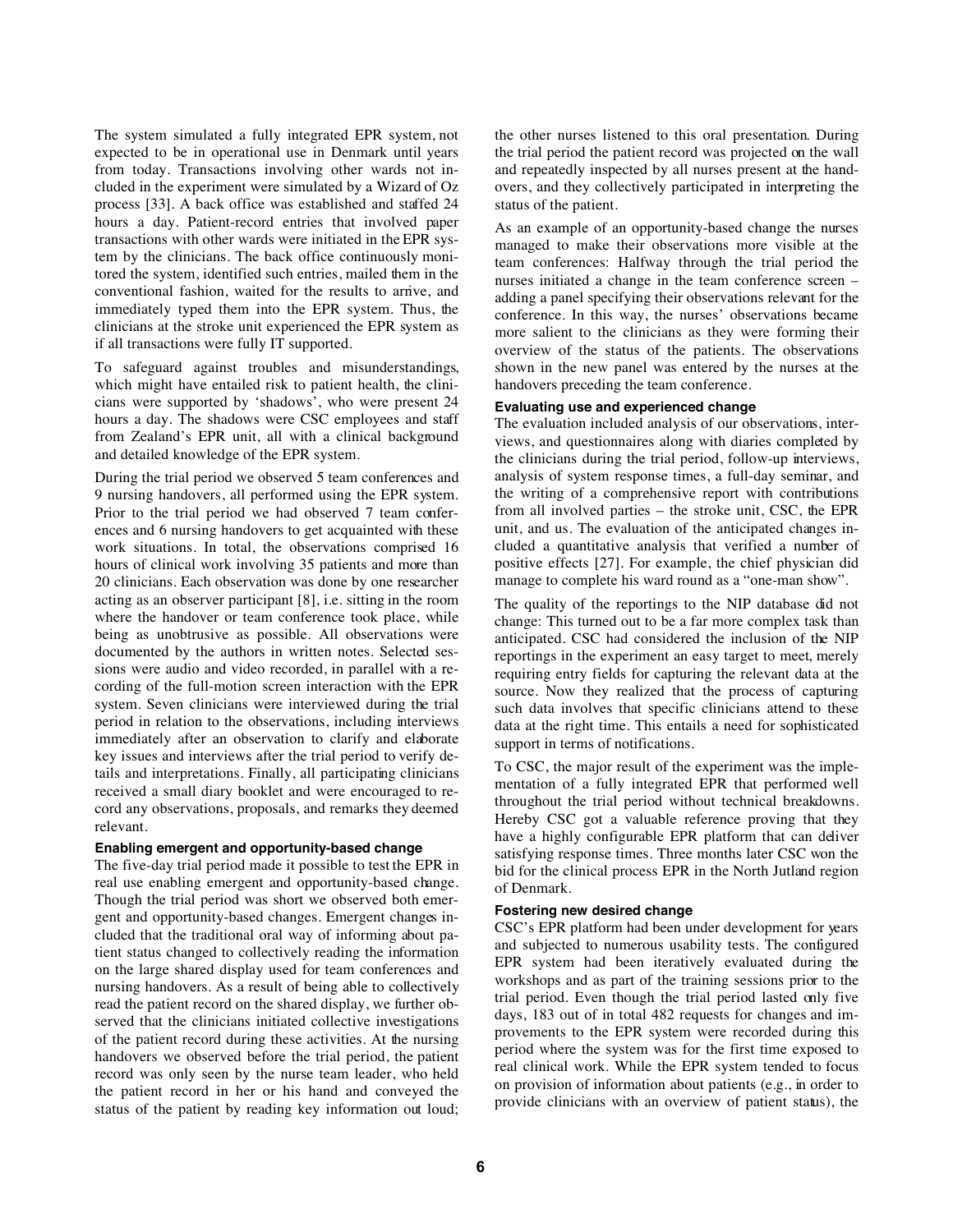The system simulated a fully integrated EPR system, not expected to be in operational use in Denmark until years from today. Transactions involving other wards not included in the experiment were simulated by a Wizard of Oz process [33]. A back office was established and staffed 24 hours a day. Patient-record entries that involved paper transactions with other wards were initiated in the EPR system by the clinicians. The back office continuously monitored the system, identified such entries, mailed them in the conventional fashion, waited for the results to arrive, and immediately typed them into the EPR system. Thus, the clinicians at the stroke unit experienced the EPR system as if all transactions were fully IT supported.

To safeguard against troubles and misunderstandings, which might have entailed risk to patient health, the clinicians were supported by 'shadows', who were present 24 hours a day. The shadows were CSC employees and staff from Zealand's EPR unit, all with a clinical background and detailed knowledge of the EPR system.

During the trial period we observed 5 team conferences and 9 nursing handovers, all performed using the EPR system. Prior to the trial period we had observed 7 team conferences and 6 nursing handovers to get acquainted with these work situations. In total, the observations comprised 16 hours of clinical work involving 35 patients and more than 20 clinicians. Each observation was done by one researcher acting as an observer participant [8], i.e. sitting in the room where the handover or team conference took place, while being as unobtrusive as possible. All observations were documented by the authors in written notes. Selected sessions were audio and video recorded, in parallel with a recording of the full-motion screen interaction with the EPR system. Seven clinicians were interviewed during the trial period in relation to the observations, including interviews immediately after an observation to clarify and elaborate key issues and interviews after the trial period to verify details and interpretations. Finally, all participating clinicians received a small diary booklet and were encouraged to record any observations, proposals, and remarks they deemed relevant.

#### Enabling emergent and opportunity-based change

The five-day trial period made it possible to test the EPR in real use enabling emergent and opportunity-based change. Though the trial period was short we observed both emergent and opportunity-based changes. Emergent changes included that the traditional oral way of informing about patient status changed to collectively reading the information on the large shared display used for team conferences and nursing handovers. As a result of being able to collectively read the patient record on the shared display, we further observed that the clinicians initiated collective investigations of the patient record during these activities. At the nursing handovers we observed before the trial period, the patient record was only seen by the nurse team leader, who held the patient record in her or his hand and conveyed the status of the patient by reading key information out loud; the other nurses listened to this oral presentation. During the trial period the patient record was projected on the wall and repeatedly inspected by all nurses present at the handovers, and they collectively participated in interpreting the status of the patient.

As an example of an opportunity-based change the nurses managed to make their observations more visible at the team conferences: Halfway through the trial period the nurses initiated a change in the team conference screen – adding a panel specifying their observations relevant for the conference. In this way, the nurses' observations became more salient to the clinicians as they were forming their overview of the status of the patients. The observations shown in the new panel was entered by the nurses at the handovers preceding the team conference.

#### Evaluating use and experienced change

The evaluation included analysis of our observations, interviews, and questionnaires along with diaries completed by the clinicians during the trial period, follow-up interviews, analysis of system response times, a full-day seminar, and the writing of a comprehensive report with contributions from all involved parties – the stroke unit, CSC, the EPR unit, and us. The evaluation of the anticipated changes included a quantitative analysis that verified a number of positive effects [27]. For example, the chief physician did manage to complete his ward round as a "one-man show".

The quality of the reportings to the NIP database did not change: This turned out to be a far more complex task than anticipated. CSC had considered the inclusion of the NIP reportings in the experiment an easy target to meet, merely requiring entry fields for capturing the relevant data at the source. Now they realized that the process of capturing such data involves that specific clinicians attend to these data at the right time. This entails a need for sophisticated support in terms of notifications.

To CSC, the major result of the experiment was the implementation of a fully integrated EPR that performed well throughout the trial period without technical breakdowns. Hereby CSC got a valuable reference proving that they have a highly configurable EPR platform that can deliver satisfying response times. Three months later CSC won the bid for the clinical process EPR in the North Jutland region of Denmark.

#### Fostering new desired change

CSC's EPR platform had been under development for years and subjected to numerous usability tests. The configured EPR system had been iteratively evaluated during the workshops and as part of the training sessions prior to the trial period. Even though the trial period lasted only five days, 183 out of in total 482 requests for changes and improvements to the EPR system were recorded during this period where the system was for the first time exposed to real clinical work. While the EPR system tended to focus on provision of information about patients (e.g., in order to provide clinicians with an overview of patient status), the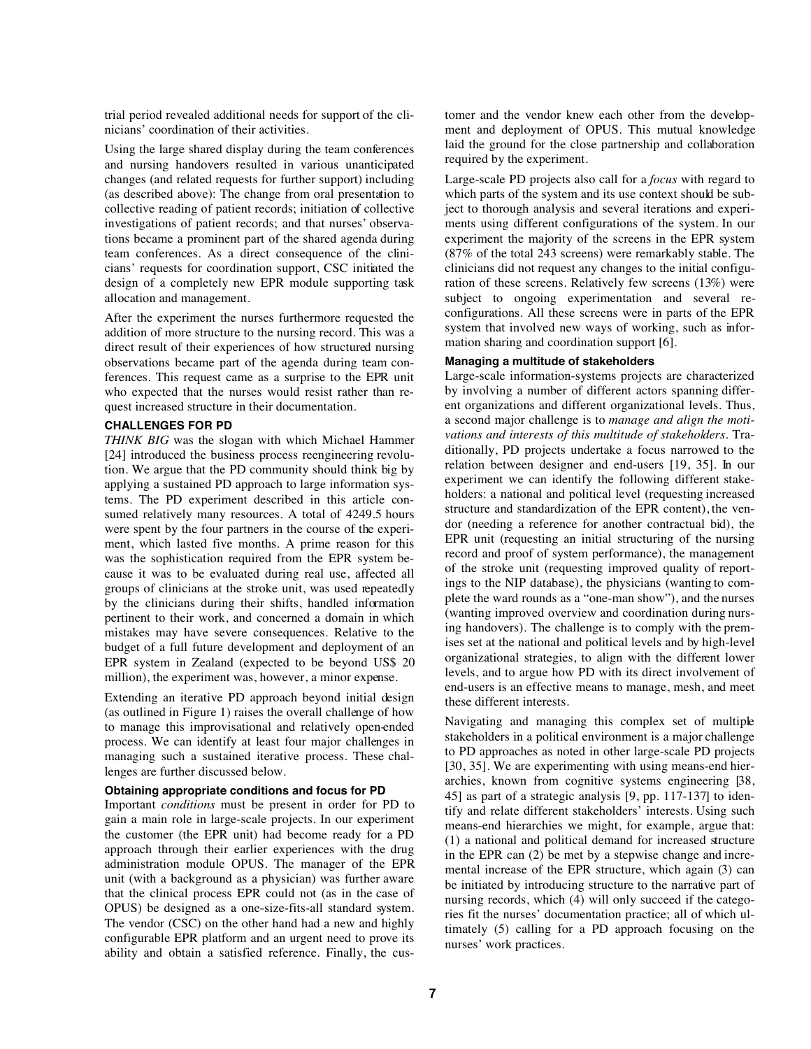trial period revealed additional needs for support of the clinicians' coordination of their activities.

Using the large shared display during the team conferences and nursing handovers resulted in various unanticipated changes (and related requests for further support) including (as described above): The change from oral presentation to collective reading of patient records; initiation of collective investigations of patient records; and that nurses' observations became a prominent part of the shared agenda during team conferences. As a direct consequence of the clinicians' requests for coordination support, CSC initiated the design of a completely new EPR module supporting task allocation and management.

After the experiment the nurses furthermore requested the addition of more structure to the nursing record. This was a direct result of their experiences of how structured nursing observations became part of the agenda during team conferences. This request came as a surprise to the EPR unit who expected that the nurses would resist rather than request increased structure in their documentation.

## CHALLENGES FOR PD

*THINK BIG* was the slogan with which Michael Hammer [24] introduced the business process reengineering revolution. We argue that the PD community should think big by applying a sustained PD approach to large information systems. The PD experiment described in this article consumed relatively many resources. A total of 4249.5 hours were spent by the four partners in the course of the experiment, which lasted five months. A prime reason for this was the sophistication required from the EPR system because it was to be evaluated during real use, affected all groups of clinicians at the stroke unit, was used repeatedly by the clinicians during their shifts, handled information pertinent to their work, and concerned a domain in which mistakes may have severe consequences. Relative to the budget of a full future development and deployment of an EPR system in Zealand (expected to be beyond US$ 20 million), the experiment was, however, a minor expense.

Extending an iterative PD approach beyond initial design (as outlined in Figure 1) raises the overall challenge of how to manage this improvisational and relatively open-ended process. We can identify at least four major challenges in managing such a sustained iterative process. These challenges are further discussed below.

### Obtaining appropriate conditions and focus for PD

Important *conditions* must be present in order for PD to gain a main role in large-scale projects. In our experiment the customer (the EPR unit) had become ready for a PD approach through their earlier experiences with the drug administration module OPUS. The manager of the EPR unit (with a background as a physician) was further aware that the clinical process EPR could not (as in the case of OPUS) be designed as a one-size-fits-all standard system. The vendor (CSC) on the other hand had a new and highly configurable EPR platform and an urgent need to prove its ability and obtain a satisfied reference. Finally, the customer and the vendor knew each other from the development and deployment of OPUS. This mutual knowledge laid the ground for the close partnership and collaboration required by the experiment.

Large-scale PD projects also call for a *focus* with regard to which parts of the system and its use context should be subject to thorough analysis and several iterations and experiments using different configurations of the system. In our experiment the majority of the screens in the EPR system (87% of the total 243 screens) were remarkably stable. The clinicians did not request any changes to the initial configuration of these screens. Relatively few screens (13%) were subject to ongoing experimentation and several reconfigurations. All these screens were in parts of the EPR system that involved new ways of working, such as information sharing and coordination support [6].

### Managing a multitude of stakeholders

Large-scale information-systems projects are characterized by involving a number of different actors spanning different organizations and different organizational levels. Thus, a second major challenge is to *manage and align the motivations and interests of this multitude of stakeholders*. Traditionally, PD projects undertake a focus narrowed to the relation between designer and end-users [19, 35]. In our experiment we can identify the following different stakeholders: a national and political level (requesting increased structure and standardization of the EPR content), the vendor (needing a reference for another contractual bid), the EPR unit (requesting an initial structuring of the nursing record and proof of system performance), the management of the stroke unit (requesting improved quality of reportings to the NIP database), the physicians (wanting to complete the ward rounds as a "one-man show"), and the nurses (wanting improved overview and coordination during nursing handovers). The challenge is to comply with the premises set at the national and political levels and by high-level organizational strategies, to align with the different lower levels, and to argue how PD with its direct involvement of end-users is an effective means to manage, mesh, and meet these different interests.

Navigating and managing this complex set of multiple stakeholders in a political environment is a major challenge to PD approaches as noted in other large-scale PD projects [30, 35]. We are experimenting with using means-end hierarchies, known from cognitive systems engineering [38, 45] as part of a strategic analysis [9, pp. 117-137] to identify and relate different stakeholders' interests. Using such means-end hierarchies we might, for example, argue that: (1) a national and political demand for increased structure in the EPR can (2) be met by a stepwise change and incremental increase of the EPR structure, which again (3) can be initiated by introducing structure to the narrative part of nursing records, which (4) will only succeed if the categories fit the nurses' documentation practice; all of which ultimately (5) calling for a PD approach focusing on the nurses' work practices.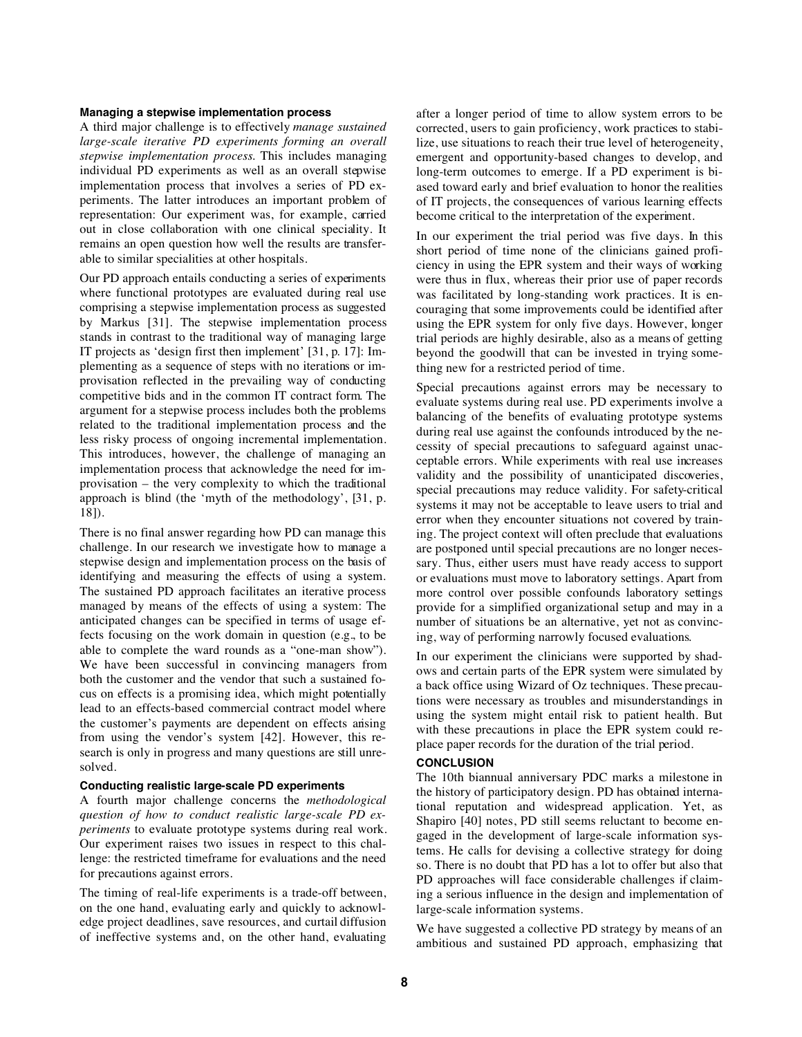**Managing a stepwise implementation process**

A third major challenge is to effectively *manage sustained large-scale iterative PD experiments forming an overall stepwise implementation process.* This includes managing individual PD experiments as well as an overall stepwise implementation process that involves a series of PD experiments. The latter introduces an important problem of representation: Our experiment was, for example, carried out in close collaboration with one clinical speciality. It remains an open question how well the results are transferable to similar specialities at other hospitals.

Our PD approach entails conducting a series of experiments where functional prototypes are evaluated during real use comprising a stepwise implementation process as suggested by Markus [31]. The stepwise implementation process stands in contrast to the traditional way of managing large IT projects as 'design first then implement' [31, p. 17]: Implementing as a sequence of steps with no iterations or improvisation reflected in the prevailing way of conducting competitive bids and in the common IT contract form. The argument for a stepwise process includes both the problems related to the traditional implementation process and the less risky process of ongoing incremental implementation. This introduces, however, the challenge of managing an implementation process that acknowledge the need for improvisation – the very complexity to which the traditional approach is blind (the 'myth of the methodology', [31, p. 18]).

There is no final answer regarding how PD can manage this challenge. In our research we investigate how to manage a stepwise design and implementation process on the basis of identifying and measuring the effects of using a system. The sustained PD approach facilitates an iterative process managed by means of the effects of using a system: The anticipated changes can be specified in terms of usage effects focusing on the work domain in question (e.g., to be able to complete the ward rounds as a "one-man show"). We have been successful in convincing managers from both the customer and the vendor that such a sustained focus on effects is a promising idea, which might potentially lead to an effects-based commercial contract model where the customer's payments are dependent on effects arising from using the vendor's system [42]. However, this research is only in progress and many questions are still unresolved.

**Conducting realistic large-scale PD experiments**

A fourth major challenge concerns the *methodological question of how to conduct realistic large-scale PD experiments* to evaluate prototype systems during real work. Our experiment raises two issues in respect to this challenge: the restricted timeframe for evaluations and the need for precautions against errors.

The timing of real-life experiments is a trade-off between, on the one hand, evaluating early and quickly to acknowledge project deadlines, save resources, and curtail diffusion of ineffective systems and, on the other hand, evaluating after a longer period of time to allow system errors to be corrected, users to gain proficiency, work practices to stabilize, use situations to reach their true level of heterogeneity, emergent and opportunity-based changes to develop, and long-term outcomes to emerge. If a PD experiment is biased toward early and brief evaluation to honor the realities of IT projects, the consequences of various learning effects become critical to the interpretation of the experiment.

In our experiment the trial period was five days. In this short period of time none of the clinicians gained proficiency in using the EPR system and their ways of working were thus in flux, whereas their prior use of paper records was facilitated by long-standing work practices. It is encouraging that some improvements could be identified after using the EPR system for only five days. However, longer trial periods are highly desirable, also as a means of getting beyond the goodwill that can be invested in trying something new for a restricted period of time.

Special precautions against errors may be necessary to evaluate systems during real use. PD experiments involve a balancing of the benefits of evaluating prototype systems during real use against the confounds introduced by the necessity of special precautions to safeguard against unacceptable errors. While experiments with real use increases validity and the possibility of unanticipated discoveries, special precautions may reduce validity. For safety-critical systems it may not be acceptable to leave users to trial and error when they encounter situations not covered by training. The project context will often preclude that evaluations are postponed until special precautions are no longer necessary. Thus, either users must have ready access to support or evaluations must move to laboratory settings. Apart from more control over possible confounds laboratory settings provide for a simplified organizational setup and may in a number of situations be an alternative, yet not as convincing, way of performing narrowly focused evaluations.

In our experiment the clinicians were supported by shadows and certain parts of the EPR system were simulated by a back office using Wizard of Oz techniques. These precautions were necessary as troubles and misunderstandings in using the system might entail risk to patient health. But with these precautions in place the EPR system could replace paper records for the duration of the trial period.

## CONCLUSION

The 10th biannual anniversary PDC marks a milestone in the history of participatory design. PD has obtained international reputation and widespread application. Yet, as Shapiro [40] notes, PD still seems reluctant to become engaged in the development of large-scale information systems. He calls for devising a collective strategy for doing so. There is no doubt that PD has a lot to offer but also that PD approaches will face considerable challenges if claiming a serious influence in the design and implementation of large-scale information systems.

We have suggested a collective PD strategy by means of an ambitious and sustained PD approach, emphasizing that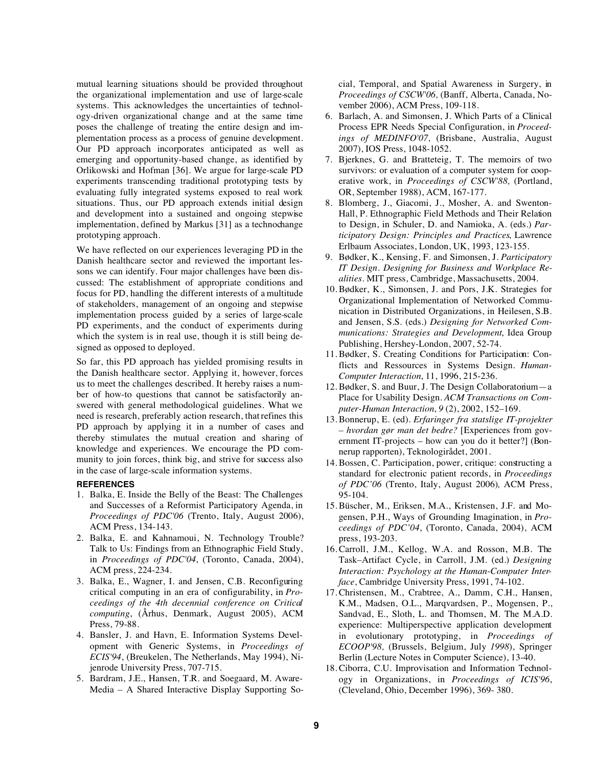mutual learning situations should be provided throughout the organizational implementation and use of large-scale systems. This acknowledges the uncertainties of technology-driven organizational change and at the same time poses the challenge of treating the entire design and implementation process as a process of genuine development. Our PD approach incorporates anticipated as well as emerging and opportunity-based change, as identified by Orlikowski and Hofman [36]. We argue for large-scale PD experiments transcending traditional prototyping tests by evaluating fully integrated systems exposed to real work situations. Thus, our PD approach extends initial design and development into a sustained and ongoing stepwise implementation, defined by Markus [31] as a technochange prototyping approach.

We have reflected on our experiences leveraging PD in the Danish healthcare sector and reviewed the important lessons we can identify. Four major challenges have been discussed: The establishment of appropriate conditions and focus for PD, handling the different interests of a multitude of stakeholders, management of an ongoing and stepwise implementation process guided by a series of large-scale PD experiments, and the conduct of experiments during which the system is in real use, though it is still being designed as opposed to deployed.

So far, this PD approach has yielded promising results in the Danish healthcare sector. Applying it, however, forces us to meet the challenges described. It hereby raises a number of how-to questions that cannot be satisfactorily answered with general methodological guidelines. What we need is research, preferably action research, that refines this PD approach by applying it in a number of cases and thereby stimulates the mutual creation and sharing of knowledge and experiences. We encourage the PD community to join forces, think big, and strive for success also in the case of large-scale information systems.

## REFERENCES

1. Balka, E. Inside the Belly of the Beast: The Challenges and Successes of a Reformist Participatory Agenda, in *Proceedings of PDC'06* (Trento, Italy, August 2006), ACM Press, 134-143.
2. Balka, E. and Kahnamoui, N. Technology Trouble? Talk to Us: Findings from an Ethnographic Field Study, in *Proceedings of PDC'04*, (Toronto, Canada, 2004), ACM press, 224-234.
3. Balka, E., Wagner, I. and Jensen, C.B. Reconfiguring critical computing in an era of configurability, in *Proceedings of the 4th decennial conference on Critical computing*, (Århus, Denmark, August 2005), ACM Press, 79-88.
4. Bansler, J. and Havn, E. Information Systems Development with Generic Systems, in *Proceedings of ECIS'94*, (Breukelen, The Netherlands, May 1994), Nijenrode University Press, 707-715.
5. Bardram, J.E., Hansen, T.R. and Soegaard, M. AwareMedia – A Shared Interactive Display Supporting Social, Temporal, and Spatial Awareness in Surgery, in *Proceedings of CSCW'06,* (Banff, Alberta, Canada, November 2006), ACM Press, 109-118.
6. Barlach, A. and Simonsen, J. Which Parts of a Clinical Process EPR Needs Special Configuration, in *Proceedings of MEDINFO'07,* (Brisbane, Australia, August 2007), IOS Press, 1048-1052.
7. Bjerknes, G. and Bratteteig, T. The memoirs of two survivors: or evaluation of a computer system for cooperative work, in *Proceedings of CSCW'88,* (Portland, OR, September 1988), ACM, 167-177.
8. Blomberg, J., Giacomi, J., Mosher, A. and Swenton-Hall, P. Ethnographic Field Methods and Their Relation to Design, in Schuler, D. and Namioka, A. (eds.) *Participatory Design: Principles and Practices*, Lawrence Erlbaum Associates, London, UK, 1993, 123-155.
9. Bødker, K., Kensing, F. and Simonsen, J. *Participatory IT Design. Designing for Business and Workplace Realities.* MIT press, Cambridge, Massachusetts, 2004.
10. Bødker, K., Simonsen, J. and Pors, J.K. Strategies for Organizational Implementation of Networked Communication in Distributed Organizations, in Heilesen, S.B. and Jensen, S.S. (eds.) *Designing for Networked Communications: Strategies and Development*, Idea Group Publishing, Hershey-London, 2007, 52-74.
11. Bødker, S. Creating Conditions for Participation: Conflicts and Ressources in Systems Design. *Human-Computer Interaction*, 11, 1996, 215-236.
12. Bødker, S. and Buur, J. The Design Collaboratorium—a Place for Usability Design. *ACM Transactions on Computer-Human Interaction*, *9* (2), 2002, 152–169.
13. Bonnerup, E. (ed). *Erfaringer fra statslige IT-projekter – hvordan gør man det bedre?* [Experiences from government IT-projects – how can you do it better?] (Bonnerup rapporten), Teknologirådet, 2001.
14. Bossen, C. Participation, power, critique: constructing a standard for electronic patient records, in *Proceedings of PDC'06* (Trento, Italy, August 2006)*,* ACM Press, 95-104.
15. Büscher, M., Eriksen, M.A., Kristensen, J.F. and Mogensen, P.H., Ways of Grounding Imagination, in *Proceedings of PDC'04*, (Toronto, Canada, 2004), ACM press, 193-203.
16. Carroll, J.M., Kellog, W.A. and Rosson, M.B. The Task–Artifact Cycle, in Carroll, J.M. (ed.) *Designing Interaction: Psychology at the Human-Computer Interface*, Cambridge University Press, 1991, 74-102.
17. Christensen, M., Crabtree, A., Damm, C.H., Hansen, K.M., Madsen, O.L., Marqvardsen, P., Mogensen, P., Sandvad, E., Sloth, L. and Thomsen, M. The M.A.D. experience: Multiperspective application development in evolutionary prototyping, in *Proceedings of ECOOP'98,* (Brussels, Belgium, July *1998*), Springer Berlin (Lecture Notes in Computer Science), 13-40.
18. Ciborra, C.U. Improvisation and Information Technology in Organizations, in *Proceedings of ICIS'96*, (Cleveland, Ohio, December 1996), 369- 380.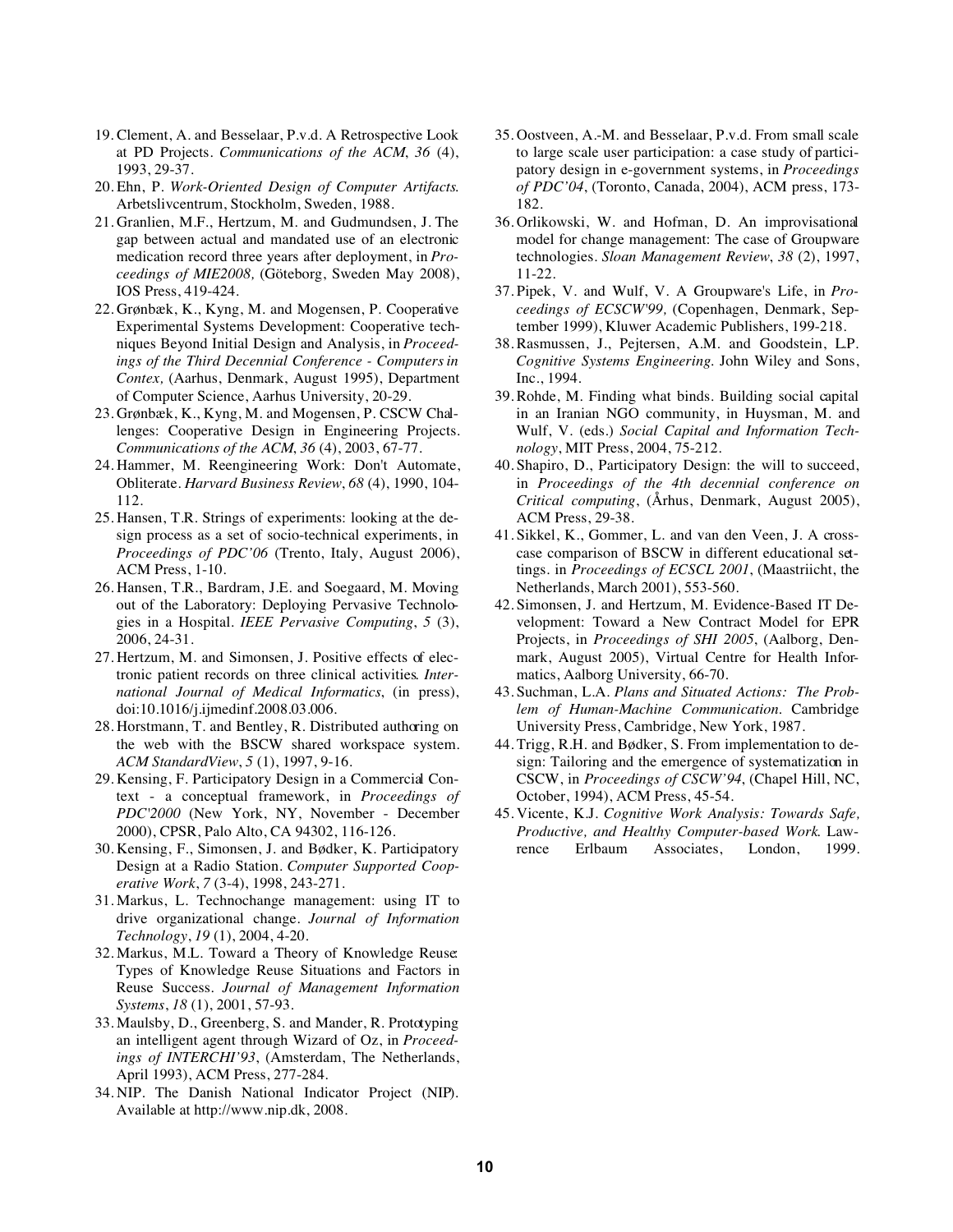19. Clement, A. and Besselaar, P.v.d. A Retrospective Look at PD Projects. *Communications of the ACM*, *36* (4), 1993, 29-37.
20. Ehn, P. *Work-Oriented Design of Computer Artifacts.* Arbetslivcentrum, Stockholm, Sweden, 1988.
21. Granlien, M.F., Hertzum, M. and Gudmundsen, J. The gap between actual and mandated use of an electronic medication record three years after deployment, in *Proceedings of MIE2008,* (Göteborg, Sweden May 2008), IOS Press, 419-424.
22. Grønbæk, K., Kyng, M. and Mogensen, P. Cooperative Experimental Systems Development: Cooperative techniques Beyond Initial Design and Analysis, in *Proceedings of the Third Decennial Conference - Computers in Contex,* (Aarhus, Denmark, August 1995), Department of Computer Science, Aarhus University, 20-29.
23. Grønbæk, K., Kyng, M. and Mogensen, P. CSCW Challenges: Cooperative Design in Engineering Projects. *Communications of the ACM*, *36* (4), 2003, 67-77.
24. Hammer, M. Reengineering Work: Don't Automate, Obliterate. *Harvard Business Review*, *68* (4), 1990, 104-112.
25. Hansen, T.R. Strings of experiments: looking at the design process as a set of socio-technical experiments, in *Proceedings of PDC'06* (Trento, Italy, August 2006), ACM Press, 1-10.
26. Hansen, T.R., Bardram, J.E. and Soegaard, M. Moving out of the Laboratory: Deploying Pervasive Technologies in a Hospital. *IEEE Pervasive Computing*, *5* (3), 2006, 24-31.
27. Hertzum, M. and Simonsen, J. Positive effects of electronic patient records on three clinical activities. *International Journal of Medical Informatics*, (in press), doi:10.1016/j.ijmedinf.2008.03.006.
28. Horstmann, T. and Bentley, R. Distributed authoring on the web with the BSCW shared workspace system. *ACM StandardView*, *5* (1), 1997, 9-16.
29. Kensing, F. Participatory Design in a Commercial Context - a conceptual framework, in *Proceedings of PDC'2000* (New York, NY, November - December 2000), CPSR, Palo Alto, CA 94302, 116-126.
30. Kensing, F., Simonsen, J. and Bødker, K. Participatory Design at a Radio Station. *Computer Supported Cooperative Work*, *7* (3-4), 1998, 243-271.
31. Markus, L. Technochange management: using IT to drive organizational change. *Journal of Information Technology*, *19* (1), 2004, 4-20.
32. Markus, M.L. Toward a Theory of Knowledge Reuse: Types of Knowledge Reuse Situations and Factors in Reuse Success. *Journal of Management Information Systems*, *18* (1), 2001, 57-93.
33. Maulsby, D., Greenberg, S. and Mander, R. Prototyping an intelligent agent through Wizard of Oz, in *Proceedings of INTERCHI'93*, (Amsterdam, The Netherlands, April 1993), ACM Press, 277-284.
34. NIP. The Danish National Indicator Project (NIP). Available at http://www.nip.dk, 2008.
35. Oostveen, A.-M. and Besselaar, P.v.d. From small scale to large scale user participation: a case study of participatory design in e-government systems, in *Proceedings of PDC'04*, (Toronto, Canada, 2004), ACM press, 173-182.
36. Orlikowski, W. and Hofman, D. An improvisational model for change management: The case of Groupware technologies. *Sloan Management Review*, *38* (2), 1997, 11-22.
37. Pipek, V. and Wulf, V. A Groupware's Life, in *Proceedings of ECSCW'99,* (Copenhagen, Denmark, September 1999), Kluwer Academic Publishers, 199-218.
38. Rasmussen, J., Pejtersen, A.M. and Goodstein, L.P. *Cognitive Systems Engineering.* John Wiley and Sons, Inc., 1994.
39. Rohde, M. Finding what binds. Building social capital in an Iranian NGO community, in Huysman, M. and Wulf, V. (eds.) *Social Capital and Information Technology*, MIT Press, 2004, 75-212.
40. Shapiro, D., Participatory Design: the will to succeed, in *Proceedings of the 4th decennial conference on Critical computing*, (Århus, Denmark, August 2005), ACM Press, 29-38.
41. Sikkel, K., Gommer, L. and van den Veen, J. A cross-case comparison of BSCW in different educational settings. in *Proceedings of ECSCL 2001*, (Maastriicht, the Netherlands, March 2001), 553-560.
42. Simonsen, J. and Hertzum, M. Evidence-Based IT Development: Toward a New Contract Model for EPR Projects, in *Proceedings of SHI 2005*, (Aalborg, Denmark, August 2005), Virtual Centre for Health Informatics, Aalborg University, 66-70.
43. Suchman, L.A. *Plans and Situated Actions: The Problem of Human-Machine Communication.* Cambridge University Press, Cambridge, New York, 1987.
44. Trigg, R.H. and Bødker, S. From implementation to design: Tailoring and the emergence of systematization in CSCW, in *Proceedings of CSCW'94*, (Chapel Hill, NC, October, 1994), ACM Press, 45-54.
45. Vicente, K.J. *Cognitive Work Analysis: Towards Safe, Productive, and Healthy Computer-based Work.* Lawrence Erlbaum Associates, London, 1999.